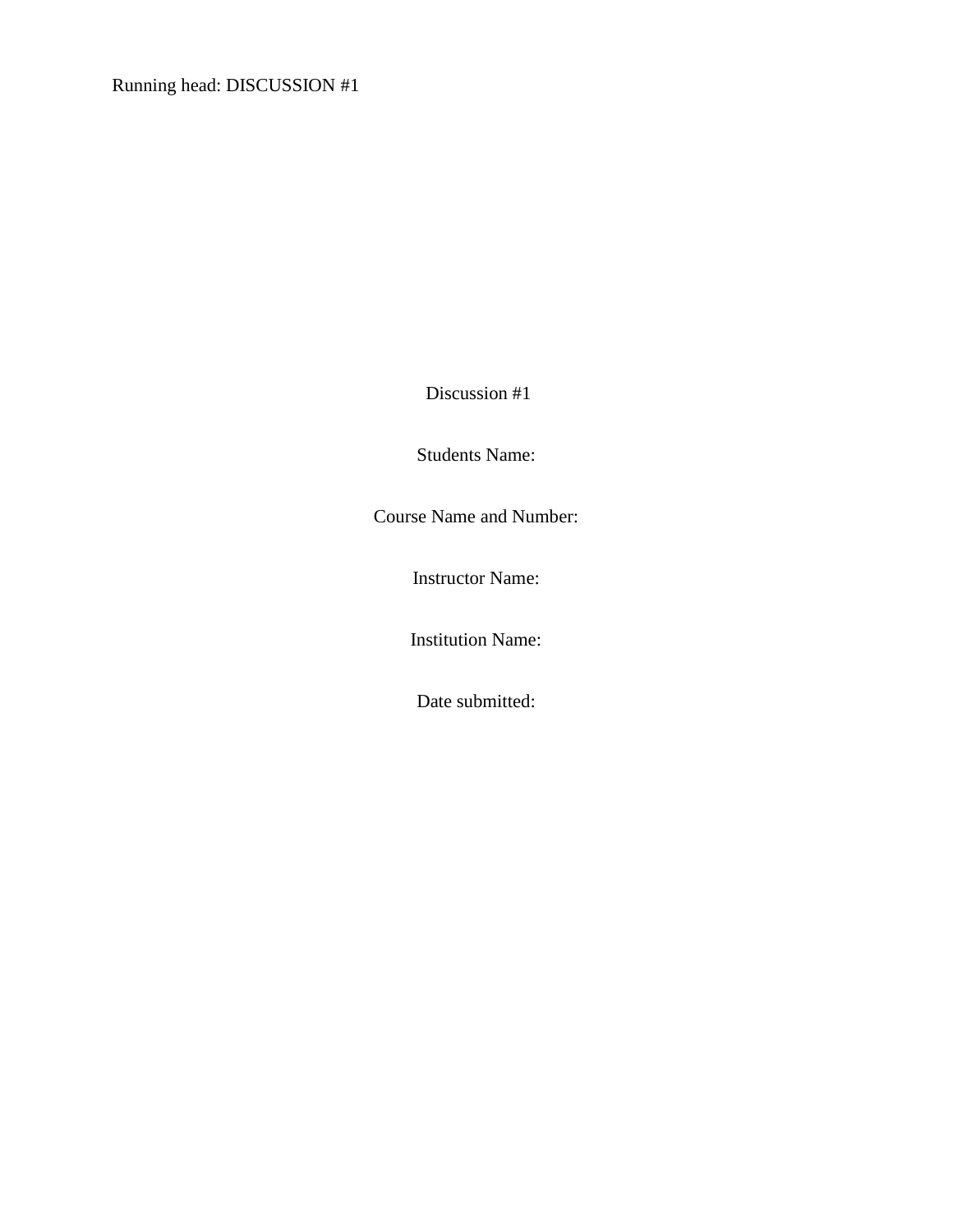Discussion #1

Students Name:

Course Name and Number:

Instructor Name:

Institution Name:

Date submitted: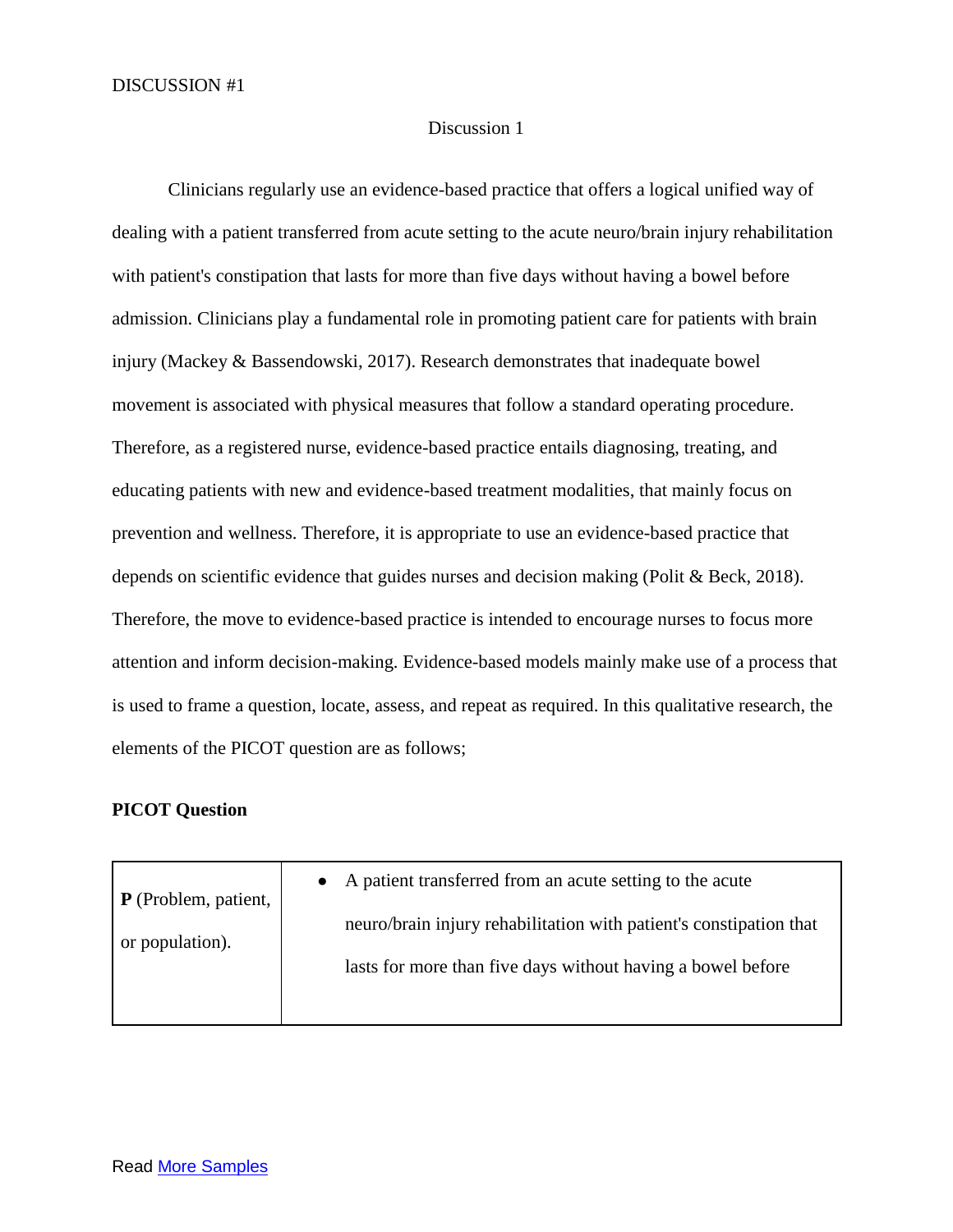# Discussion 1

Clinicians regularly use an evidence-based practice that offers a logical unified way of dealing with a patient transferred from acute setting to the acute neuro/brain injury rehabilitation with patient's constipation that lasts for more than five days without having a bowel before admission. Clinicians play a fundamental role in promoting patient care for patients with brain injury (Mackey & Bassendowski, 2017). Research demonstrates that inadequate bowel movement is associated with physical measures that follow a standard operating procedure. Therefore, as a registered nurse, evidence-based practice entails diagnosing, treating, and educating patients with new and evidence-based treatment modalities, that mainly focus on prevention and wellness. Therefore, it is appropriate to use an evidence-based practice that depends on scientific evidence that guides nurses and decision making (Polit & Beck, 2018). Therefore, the move to evidence-based practice is intended to encourage nurses to focus more attention and inform decision-making. Evidence-based models mainly make use of a process that is used to frame a question, locate, assess, and repeat as required. In this qualitative research, the elements of the PICOT question are as follows;

**PICOT Question**

| | |
|---|---|
| **P** (Problem, patient, or population). | • A patient transferred from an acute setting to the acute neuro/brain injury rehabilitation with patient's constipation that lasts for more than five days without having a bowel before |

Read More Samples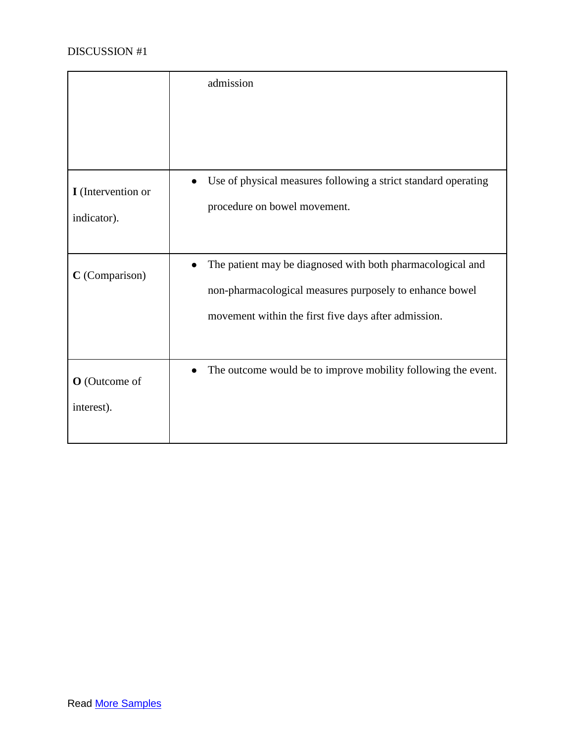| | |
|---|---|
| | admission |
| **I** (Intervention or indicator). | • Use of physical measures following a strict standard operating procedure on bowel movement. |
| **C** (Comparison) | • The patient may be diagnosed with both pharmacological and non-pharmacological measures purposely to enhance bowel movement within the first five days after admission. |
| **O** (Outcome of interest). | • The outcome would be to improve mobility following the event. |

Read More Samples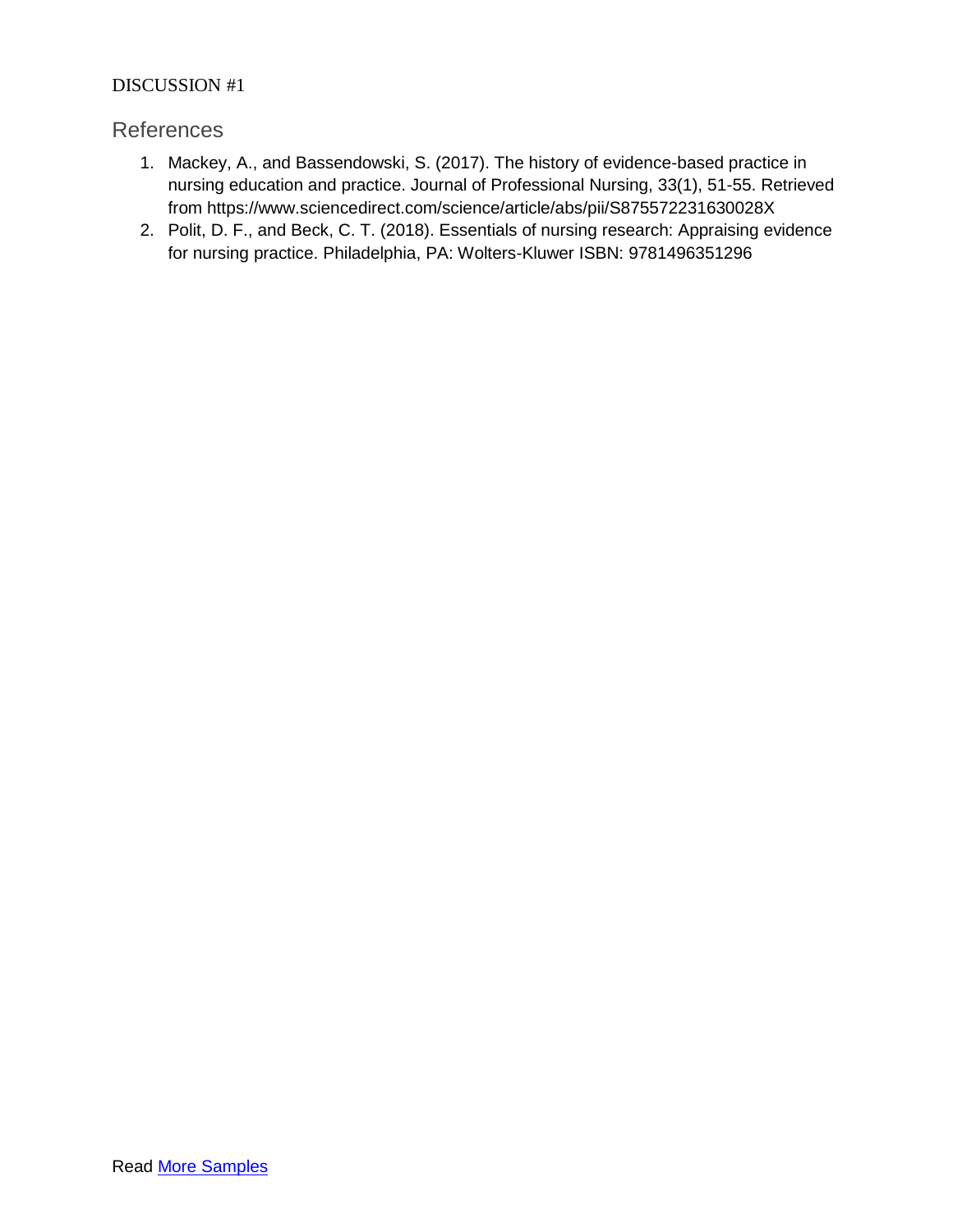## References

1. Mackey, A., and Bassendowski, S. (2017). The history of evidence-based practice in nursing education and practice. Journal of Professional Nursing, 33(1), 51-55. Retrieved from https://www.sciencedirect.com/science/article/abs/pii/S875572231630028X
2. Polit, D. F., and Beck, C. T. (2018). Essentials of nursing research: Appraising evidence for nursing practice. Philadelphia, PA: Wolters-Kluwer ISBN: 9781496351296

Read More Samples